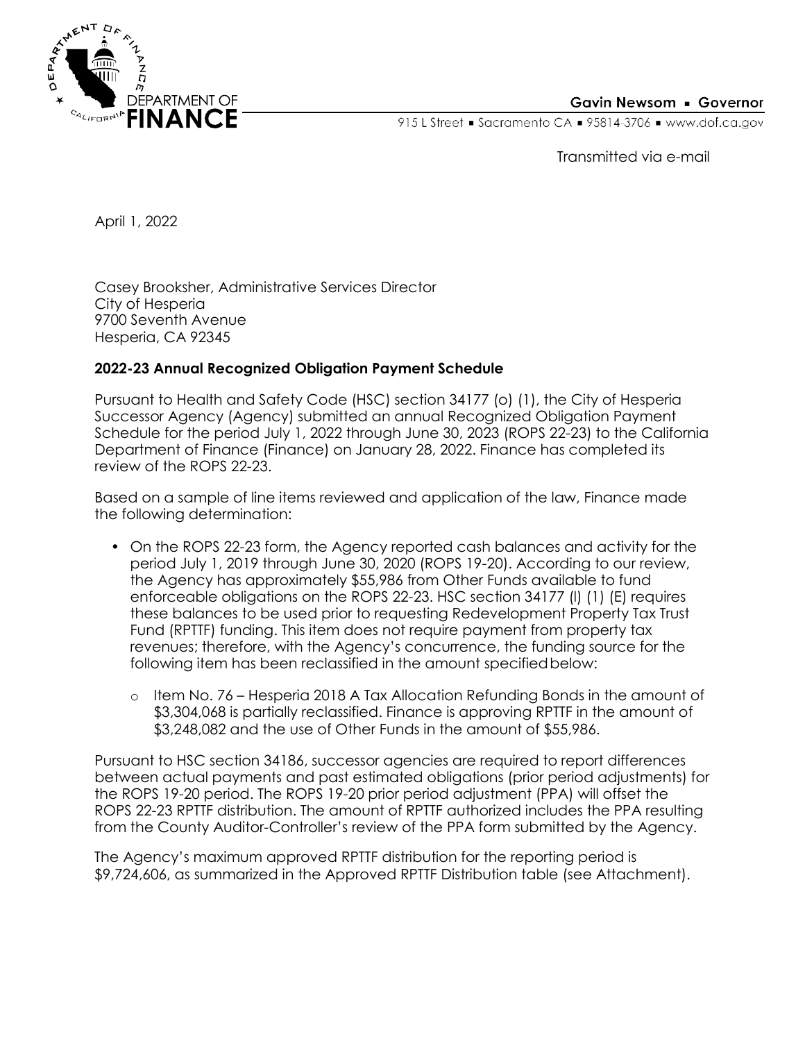DEPARTMENT OF FINANCE

Gavin Newsom ▪ Governor

915 L Street ▪ Sacramento CA ▪ 95814-3706 ▪ www.dof.ca.gov

Transmitted via e-mail

April 1, 2022

Casey Brooksher, Administrative Services Director
City of Hesperia
9700 Seventh Avenue
Hesperia, CA 92345

**2022-23 Annual Recognized Obligation Payment Schedule**

Pursuant to Health and Safety Code (HSC) section 34177 (o) (1), the City of Hesperia Successor Agency (Agency) submitted an annual Recognized Obligation Payment Schedule for the period July 1, 2022 through June 30, 2023 (ROPS 22-23) to the California Department of Finance (Finance) on January 28, 2022. Finance has completed its review of the ROPS 22-23.

Based on a sample of line items reviewed and application of the law, Finance made the following determination:

- On the ROPS 22-23 form, the Agency reported cash balances and activity for the period July 1, 2019 through June 30, 2020 (ROPS 19-20). According to our review, the Agency has approximately $55,986 from Other Funds available to fund enforceable obligations on the ROPS 22-23. HSC section 34177 (l) (1) (E) requires these balances to be used prior to requesting Redevelopment Property Tax Trust Fund (RPTTF) funding. This item does not require payment from property tax revenues; therefore, with the Agency's concurrence, the funding source for the following item has been reclassified in the amount specified below:
    - Item No. 76 – Hesperia 2018 A Tax Allocation Refunding Bonds in the amount of $3,304,068 is partially reclassified. Finance is approving RPTTF in the amount of $3,248,082 and the use of Other Funds in the amount of $55,986.

Pursuant to HSC section 34186, successor agencies are required to report differences between actual payments and past estimated obligations (prior period adjustments) for the ROPS 19-20 period. The ROPS 19-20 prior period adjustment (PPA) will offset the ROPS 22-23 RPTTF distribution. The amount of RPTTF authorized includes the PPA resulting from the County Auditor-Controller's review of the PPA form submitted by the Agency.

The Agency's maximum approved RPTTF distribution for the reporting period is $9,724,606, as summarized in the Approved RPTTF Distribution table (see Attachment).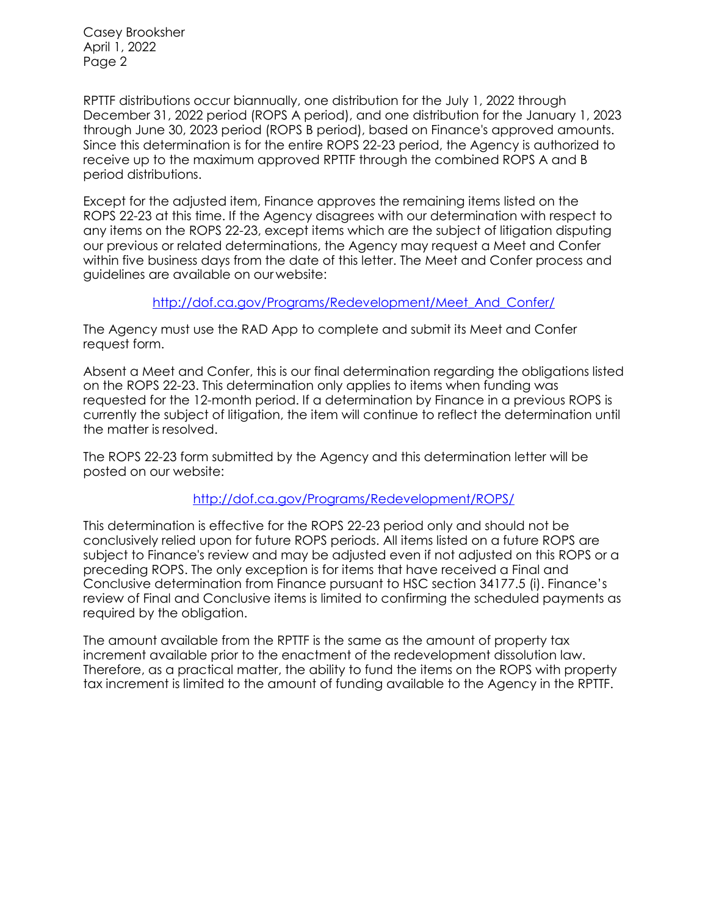RPTTF distributions occur biannually, one distribution for the July 1, 2022 through December 31, 2022 period (ROPS A period), and one distribution for the January 1, 2023 through June 30, 2023 period (ROPS B period), based on Finance's approved amounts. Since this determination is for the entire ROPS 22-23 period, the Agency is authorized to receive up to the maximum approved RPTTF through the combined ROPS A and B period distributions.

Except for the adjusted item, Finance approves the remaining items listed on the ROPS 22-23 at this time. If the Agency disagrees with our determination with respect to any items on the ROPS 22-23, except items which are the subject of litigation disputing our previous or related determinations, the Agency may request a Meet and Confer within five business days from the date of this letter. The Meet and Confer process and guidelines are available on our website:

http://dof.ca.gov/Programs/Redevelopment/Meet_And_Confer/

The Agency must use the RAD App to complete and submit its Meet and Confer request form.

Absent a Meet and Confer, this is our final determination regarding the obligations listed on the ROPS 22-23. This determination only applies to items when funding was requested for the 12-month period. If a determination by Finance in a previous ROPS is currently the subject of litigation, the item will continue to reflect the determination until the matter is resolved.

The ROPS 22-23 form submitted by the Agency and this determination letter will be posted on our website:

http://dof.ca.gov/Programs/Redevelopment/ROPS/

This determination is effective for the ROPS 22-23 period only and should not be conclusively relied upon for future ROPS periods. All items listed on a future ROPS are subject to Finance's review and may be adjusted even if not adjusted on this ROPS or a preceding ROPS. The only exception is for items that have received a Final and Conclusive determination from Finance pursuant to HSC section 34177.5 (i). Finance's review of Final and Conclusive items is limited to confirming the scheduled payments as required by the obligation.

The amount available from the RPTTF is the same as the amount of property tax increment available prior to the enactment of the redevelopment dissolution law. Therefore, as a practical matter, the ability to fund the items on the ROPS with property tax increment is limited to the amount of funding available to the Agency in the RPTTF.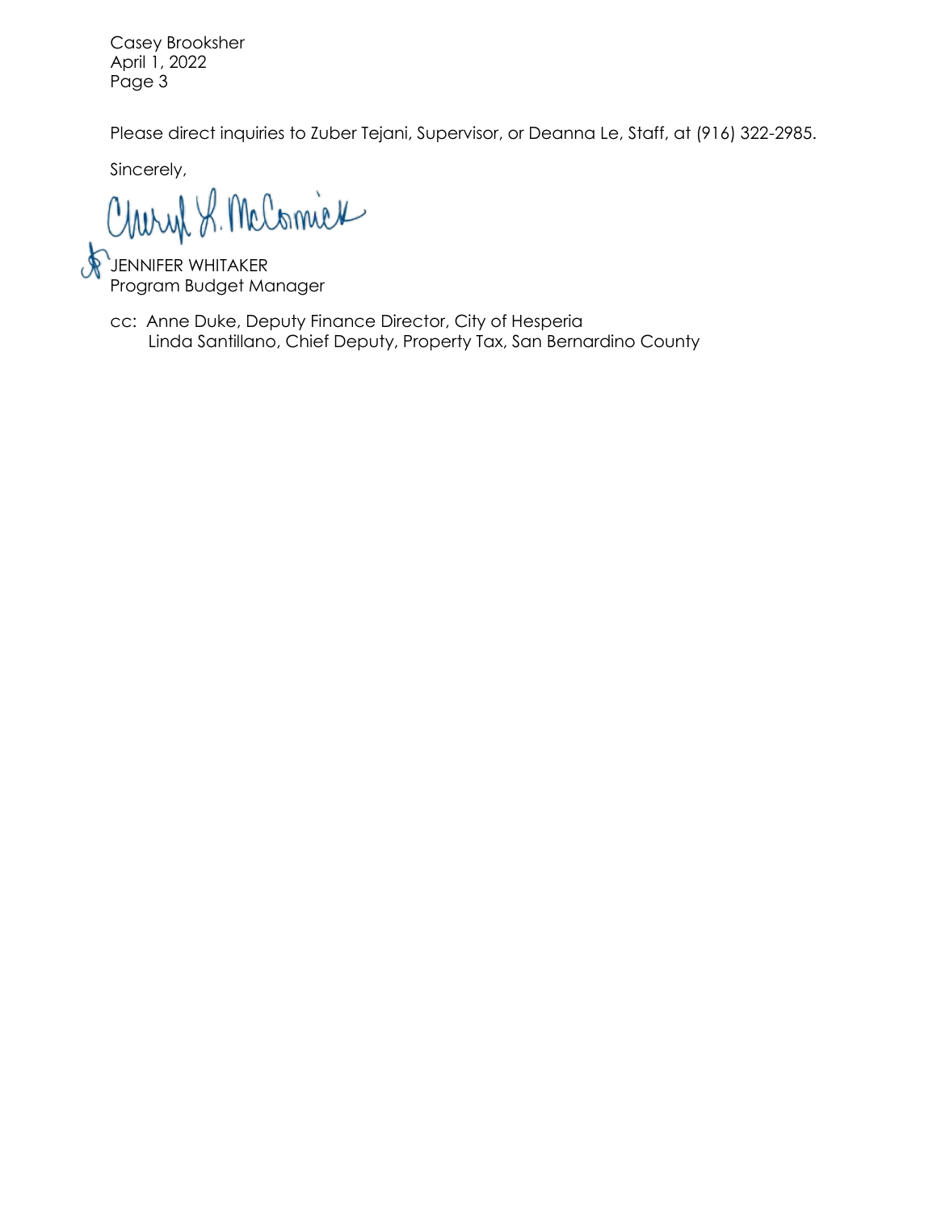Please direct inquiries to Zuber Tejani, Supervisor, or Deanna Le, Staff, at (916) 322-2985.

Sincerely,

Cheryl L. McCormick

JENNIFER WHITAKER
Program Budget Manager

cc: Anne Duke, Deputy Finance Director, City of Hesperia
Linda Santillano, Chief Deputy, Property Tax, San Bernardino County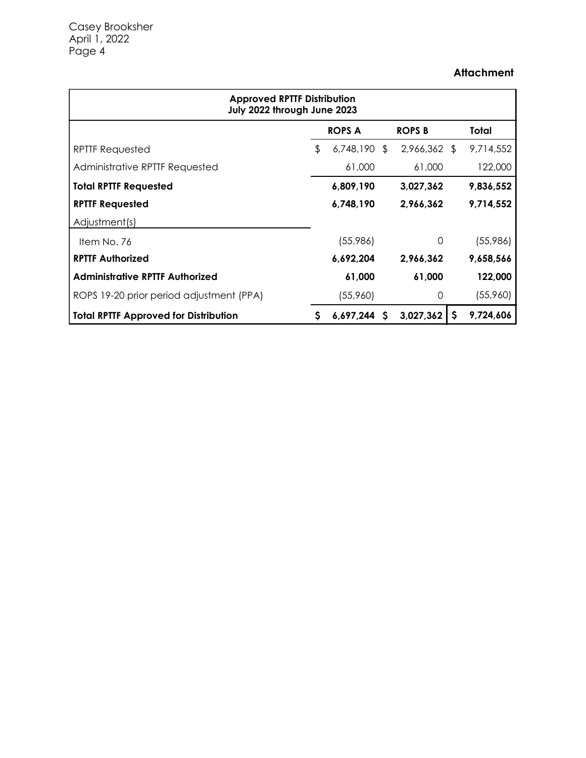**Attachment**

| Approved RPTTF Distribution<br>July 2022 through June 2023 | | | |
|---|---|---|---|
| | **ROPS A** | **ROPS B** | **Total** |
| RPTTF Requested | $ 6,748,190 | $ 2,966,362 | $ 9,714,552 |
| Administrative RPTTF Requested | 61,000 | 61,000 | 122,000 |
| **Total RPTTF Requested** | **6,809,190** | **3,027,362** | **9,836,552** |
| **RPTTF Requested** | **6,748,190** | **2,966,362** | **9,714,552** |
| Adjustment(s) | | | |
| Item No. 76 | (55,986) | 0 | (55,986) |
| **RPTTF Authorized** | **6,692,204** | **2,966,362** | **9,658,566** |
| **Administrative RPTTF Authorized** | **61,000** | **61,000** | **122,000** |
| ROPS 19-20 prior period adjustment (PPA) | (55,960) | 0 | (55,960) |
| **Total RPTTF Approved for Distribution** | **$ 6,697,244** | **$ 3,027,362** | **$ 9,724,606** |